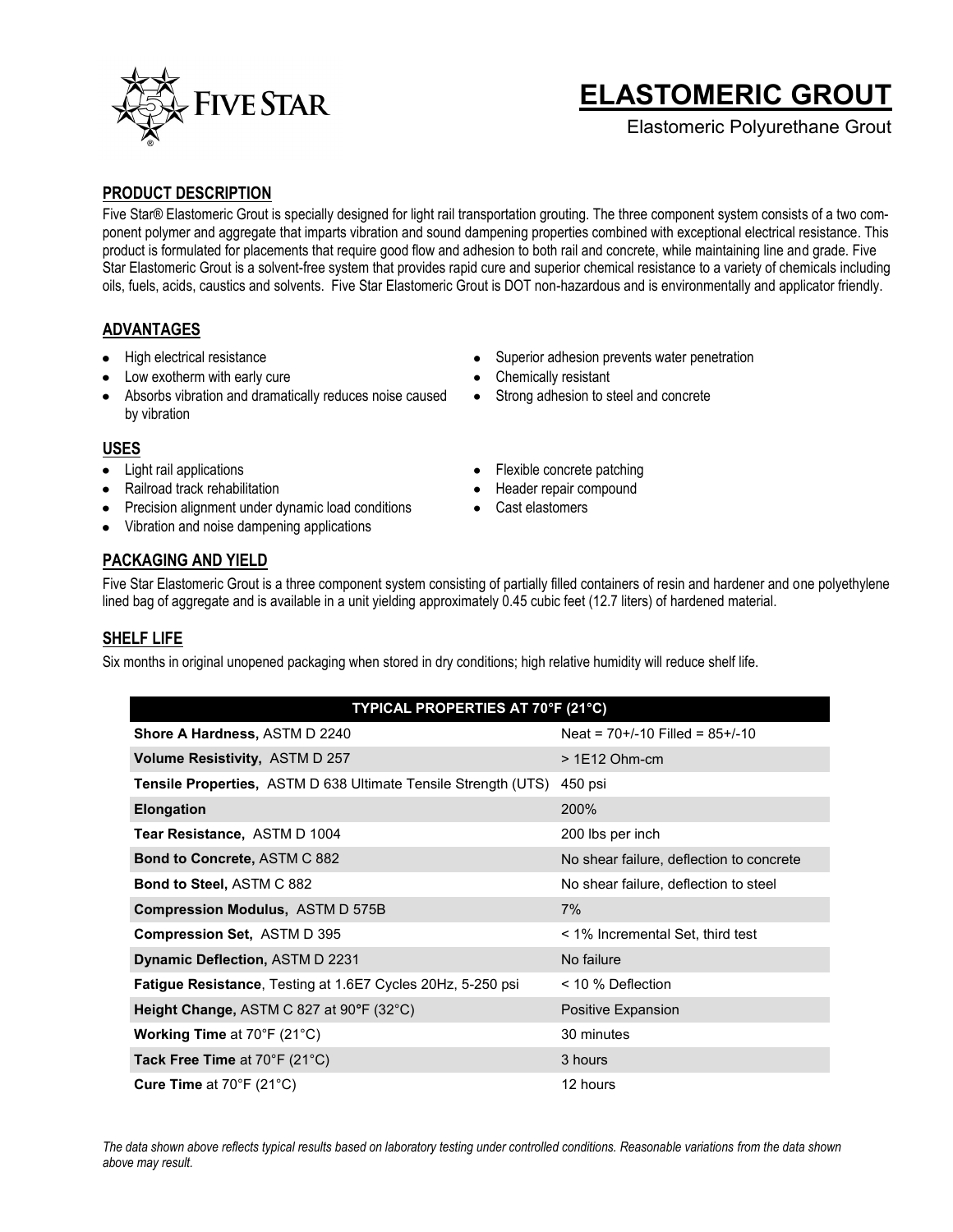FIVE STAR®

# ELASTOMERIC GROUT

Elastomeric Polyurethane Grout

## PRODUCT DESCRIPTION

Five Star® Elastomeric Grout is specially designed for light rail transportation grouting. The three component system consists of a two component polymer and aggregate that imparts vibration and sound dampening properties combined with exceptional electrical resistance. This product is formulated for placements that require good flow and adhesion to both rail and concrete, while maintaining line and grade. Five Star Elastomeric Grout is a solvent-free system that provides rapid cure and superior chemical resistance to a variety of chemicals including oils, fuels, acids, caustics and solvents. Five Star Elastomeric Grout is DOT non-hazardous and is environmentally and applicator friendly.

## ADVANTAGES

- High electrical resistance
- Low exotherm with early cure
- Absorbs vibration and dramatically reduces noise caused by vibration
- Superior adhesion prevents water penetration
- Chemically resistant
- Strong adhesion to steel and concrete

## USES

- Light rail applications
- Railroad track rehabilitation
- Precision alignment under dynamic load conditions
- Vibration and noise dampening applications
- Flexible concrete patching
- Header repair compound
- Cast elastomers

## PACKAGING AND YIELD

Five Star Elastomeric Grout is a three component system consisting of partially filled containers of resin and hardener and one polyethylene lined bag of aggregate and is available in a unit yielding approximately 0.45 cubic feet (12.7 liters) of hardened material.

## SHELF LIFE

Six months in original unopened packaging when stored in dry conditions; high relative humidity will reduce shelf life.

| TYPICAL PROPERTIES AT 70°F (21°C) | |
|---|---|
| **Shore A Hardness,** ASTM D 2240 | Neat = 70+/-10 Filled = 85+/-10 |
| **Volume Resistivity,** ASTM D 257 | > 1E12 Ohm-cm |
| **Tensile Properties,** ASTM D 638 Ultimate Tensile Strength (UTS) | 450 psi |
| **Elongation** | 200% |
| **Tear Resistance,** ASTM D 1004 | 200 lbs per inch |
| **Bond to Concrete,** ASTM C 882 | No shear failure, deflection to concrete |
| **Bond to Steel,** ASTM C 882 | No shear failure, deflection to steel |
| **Compression Modulus,** ASTM D 575B | 7% |
| **Compression Set,** ASTM D 395 | < 1% Incremental Set, third test |
| **Dynamic Deflection,** ASTM D 2231 | No failure |
| **Fatigue Resistance**, Testing at 1.6E7 Cycles 20Hz, 5-250 psi | < 10 % Deflection |
| **Height Change,** ASTM C 827 at 90°F (32°C) | Positive Expansion |
| **Working Time** at 70°F (21°C) | 30 minutes |
| **Tack Free Time** at 70°F (21°C) | 3 hours |
| **Cure Time** at 70°F (21°C) | 12 hours |

*The data shown above reflects typical results based on laboratory testing under controlled conditions. Reasonable variations from the data shown above may result.*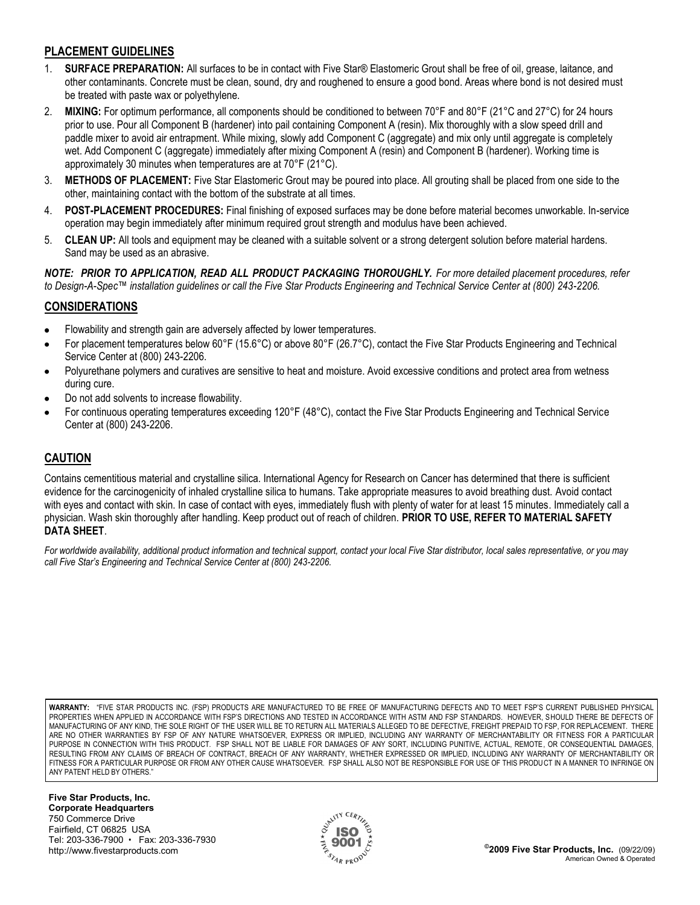## PLACEMENT GUIDELINES

1. **SURFACE PREPARATION:** All surfaces to be in contact with Five Star® Elastomeric Grout shall be free of oil, grease, laitance, and other contaminants. Concrete must be clean, sound, dry and roughened to ensure a good bond. Areas where bond is not desired must be treated with paste wax or polyethylene.
2. **MIXING:** For optimum performance, all components should be conditioned to between 70°F and 80°F (21°C and 27°C) for 24 hours prior to use. Pour all Component B (hardener) into pail containing Component A (resin). Mix thoroughly with a slow speed drill and paddle mixer to avoid air entrapment. While mixing, slowly add Component C (aggregate) and mix only until aggregate is completely wet. Add Component C (aggregate) immediately after mixing Component A (resin) and Component B (hardener). Working time is approximately 30 minutes when temperatures are at 70°F (21°C).
3. **METHODS OF PLACEMENT:** Five Star Elastomeric Grout may be poured into place. All grouting shall be placed from one side to the other, maintaining contact with the bottom of the substrate at all times.
4. **POST-PLACEMENT PROCEDURES:** Final finishing of exposed surfaces may be done before material becomes unworkable. In-service operation may begin immediately after minimum required grout strength and modulus have been achieved.
5. **CLEAN UP:** All tools and equipment may be cleaned with a suitable solvent or a strong detergent solution before material hardens. Sand may be used as an abrasive.

***NOTE: PRIOR TO APPLICATION, READ ALL PRODUCT PACKAGING THOROUGHLY.*** *For more detailed placement procedures, refer to Design-A-Spec™ installation guidelines or call the Five Star Products Engineering and Technical Service Center at (800) 243-2206.*

## CONSIDERATIONS

- Flowability and strength gain are adversely affected by lower temperatures.
- For placement temperatures below 60°F (15.6°C) or above 80°F (26.7°C), contact the Five Star Products Engineering and Technical Service Center at (800) 243-2206.
- Polyurethane polymers and curatives are sensitive to heat and moisture. Avoid excessive conditions and protect area from wetness during cure.
- Do not add solvents to increase flowability.
- For continuous operating temperatures exceeding 120°F (48°C), contact the Five Star Products Engineering and Technical Service Center at (800) 243-2206.

## CAUTION

Contains cementitious material and crystalline silica. International Agency for Research on Cancer has determined that there is sufficient evidence for the carcinogenicity of inhaled crystalline silica to humans. Take appropriate measures to avoid breathing dust. Avoid contact with eyes and contact with skin. In case of contact with eyes, immediately flush with plenty of water for at least 15 minutes. Immediately call a physician. Wash skin thoroughly after handling. Keep product out of reach of children. **PRIOR TO USE, REFER TO MATERIAL SAFETY DATA SHEET**.

*For worldwide availability, additional product information and technical support, contact your local Five Star distributor, local sales representative, or you may call Five Star's Engineering and Technical Service Center at (800) 243-2206.*

**WARRANTY:** "FIVE STAR PRODUCTS INC. (FSP) PRODUCTS ARE MANUFACTURED TO BE FREE OF MANUFACTURING DEFECTS AND TO MEET FSP'S CURRENT PUBLISHED PHYSICAL PROPERTIES WHEN APPLIED IN ACCORDANCE WITH FSP'S DIRECTIONS AND TESTED IN ACCORDANCE WITH ASTM AND FSP STANDARDS. HOWEVER, SHOULD THERE BE DEFECTS OF MANUFACTURING OF ANY KIND, THE SOLE RIGHT OF THE USER WILL BE TO RETURN ALL MATERIALS ALLEGED TO BE DEFECTIVE, FREIGHT PREPAID TO FSP, FOR REPLACEMENT. THERE ARE NO OTHER WARRANTIES BY FSP OF ANY NATURE WHATSOEVER, EXPRESS OR IMPLIED, INCLUDING ANY WARRANTY OF MERCHANTABILITY OR FITNESS FOR A PARTICULAR PURPOSE IN CONNECTION WITH THIS PRODUCT. FSP SHALL NOT BE LIABLE FOR DAMAGES OF ANY SORT, INCLUDING PUNITIVE, ACTUAL, REMOTE, OR CONSEQUENTIAL DAMAGES, RESULTING FROM ANY CLAIMS OF BREACH OF CONTRACT, BREACH OF ANY WARRANTY, WHETHER EXPRESSED OR IMPLIED, INCLUDING ANY WARRANTY OF MERCHANTABILITY OR FITNESS FOR A PARTICULAR PURPOSE OR FROM ANY OTHER CAUSE WHATSOEVER. FSP SHALL ALSO NOT BE RESPONSIBLE FOR USE OF THIS PRODUCT IN A MANNER TO INFRINGE ON ANY PATENT HELD BY OTHERS."

**Five Star Products, Inc.**
**Corporate Headquarters**
750 Commerce Drive
Fairfield, CT 06825 USA
Tel: 203-336-7900 • Fax: 203-336-7930
http://www.fivestarproducts.com

QUALITY CERTIFIED ISO 9001 FIVE STAR PRODUCTS

**©2009 Five Star Products, Inc.** (09/22/09)
American Owned & Operated